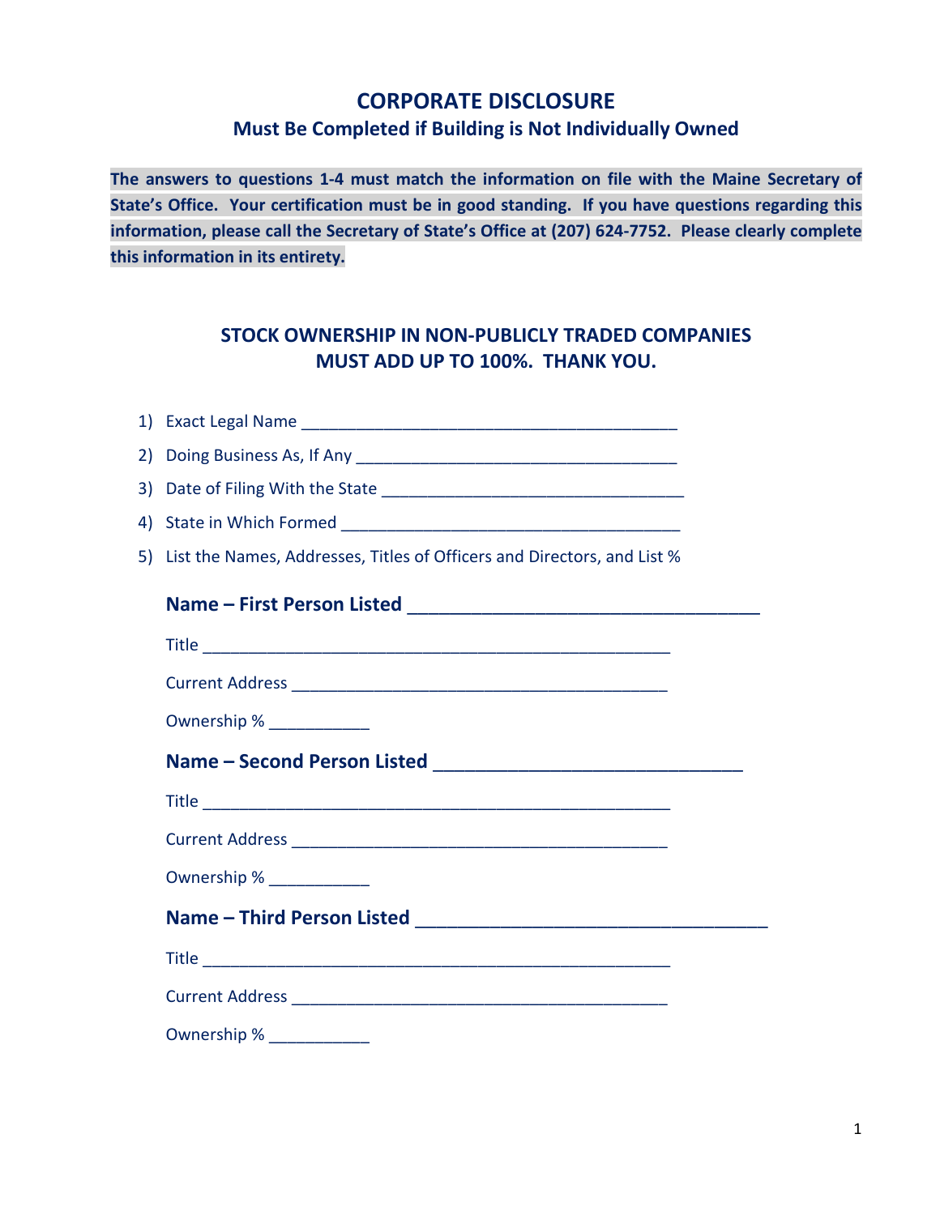# CORPORATE DISCLOSURE

## Must Be Completed if Building is Not Individually Owned

**The answers to questions 1-4 must match the information on file with the Maine Secretary of State's Office. Your certification must be in good standing. If you have questions regarding this information, please call the Secretary of State's Office at (207) 624-7752. Please clearly complete this information in its entirety.**

### STOCK OWNERSHIP IN NON-PUBLICLY TRADED COMPANIES MUST ADD UP TO 100%. THANK YOU.

1) Exact Legal Name ___________________________________________
2) Doing Business As, If Any ____________________________________
3) Date of Filing With the State __________________________________
4) State in Which Formed ______________________________________
5) List the Names, Addresses, Titles of Officers and Directors, and List %

**Name – First Person Listed** ___________________________________

Title _____________________________________________________

Current Address ___________________________________________

Ownership % ___________

**Name – Second Person Listed** _____________________________

Title _____________________________________________________

Current Address ___________________________________________

Ownership % ___________

**Name – Third Person Listed** ___________________________________

Title _____________________________________________________

Current Address ___________________________________________

Ownership % ___________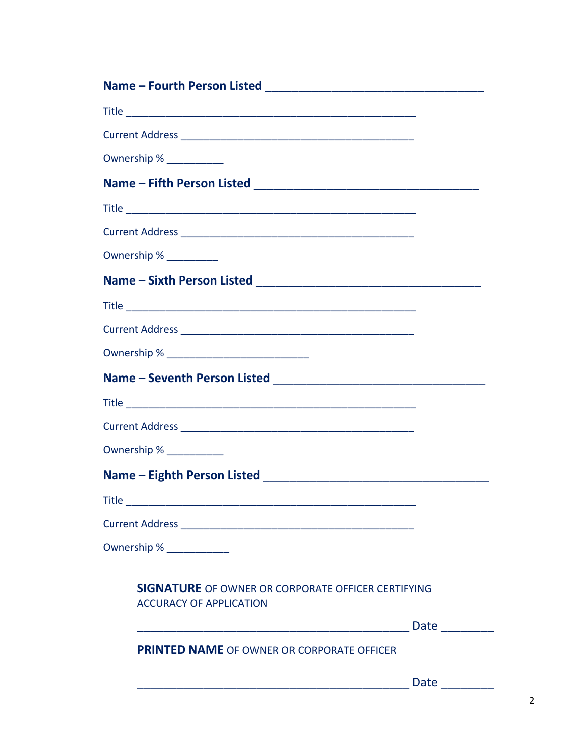**Name – Fourth Person Listed** ____________________________________

Title ________________________________________________

Current Address _______________________________________

Ownership % __________

**Name – Fifth Person Listed** _____________________________________

Title ________________________________________________

Current Address _______________________________________

Ownership % _________

**Name – Sixth Person Listed** _____________________________________

Title ________________________________________________

Current Address _______________________________________

Ownership % _________________________

**Name – Seventh Person Listed** __________________________________

Title ________________________________________________

Current Address _______________________________________

Ownership % __________

**Name – Eighth Person Listed** _____________________________________

Title ________________________________________________

Current Address _______________________________________

Ownership % ___________

**SIGNATURE** OF OWNER OR CORPORATE OFFICER CERTIFYING ACCURACY OF APPLICATION

_____________________________________________ Date ________

**PRINTED NAME** OF OWNER OR CORPORATE OFFICER

_____________________________________________ Date ________